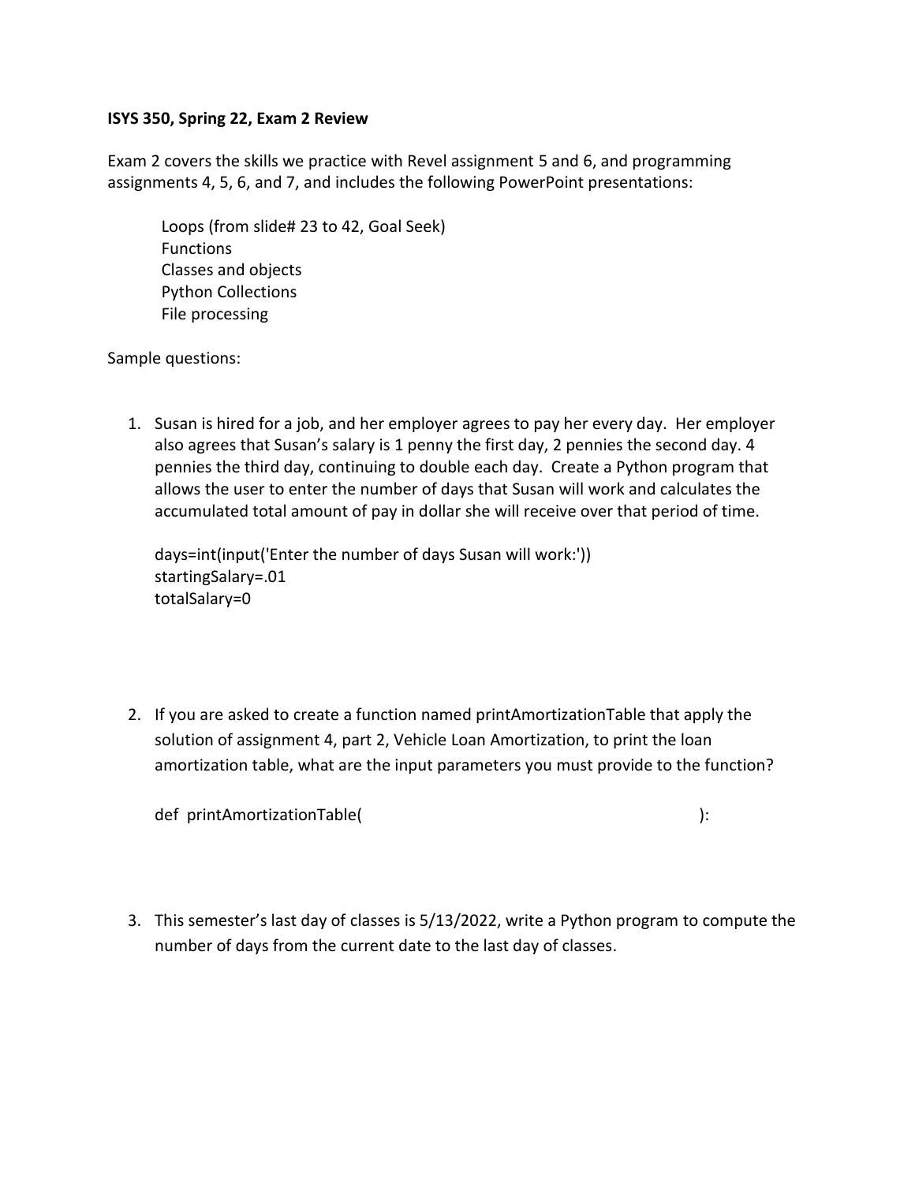**ISYS 350, Spring 22, Exam 2 Review**

Exam 2 covers the skills we practice with Revel assignment 5 and 6, and programming assignments 4, 5, 6, and 7, and includes the following PowerPoint presentations:

- Loops (from slide# 23 to 42, Goal Seek)
- Functions
- Classes and objects
- Python Collections
- File processing

Sample questions:

1. Susan is hired for a job, and her employer agrees to pay her every day. Her employer also agrees that Susan's salary is 1 penny the first day, 2 pennies the second day. 4 pennies the third day, continuing to double each day. Create a Python program that allows the user to enter the number of days that Susan will work and calculates the accumulated total amount of pay in dollar she will receive over that period of time.

```
days=int(input('Enter the number of days Susan will work:'))
startingSalary=.01
totalSalary=0
```

2. If you are asked to create a function named printAmortizationTable that apply the solution of assignment 4, part 2, Vehicle Loan Amortization, to print the loan amortization table, what are the input parameters you must provide to the function?

```
def  printAmortizationTable(                                        ):
```

3. This semester's last day of classes is 5/13/2022, write a Python program to compute the number of days from the current date to the last day of classes.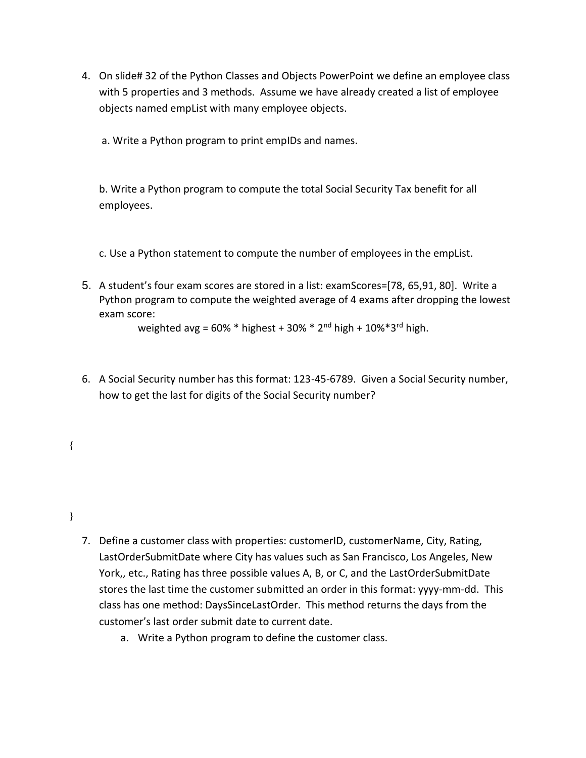4. On slide# 32 of the Python Classes and Objects PowerPoint we define an employee class with 5 properties and 3 methods. Assume we have already created a list of employee objects named empList with many employee objects.

   a. Write a Python program to print empIDs and names.

   b. Write a Python program to compute the total Social Security Tax benefit for all employees.

   c. Use a Python statement to compute the number of employees in the empList.

5. A student's four exam scores are stored in a list: examScores=[78, 65,91, 80]. Write a Python program to compute the weighted average of 4 exams after dropping the lowest exam score:

   weighted avg = 60% * highest + 30% * 2[nd] high + 10%*3[rd] high.

6. A Social Security number has this format: 123-45-6789. Given a Social Security number, how to get the last for digits of the Social Security number?

{

}

7. Define a customer class with properties: customerID, customerName, City, Rating, LastOrderSubmitDate where City has values such as San Francisco, Los Angeles, New York,, etc., Rating has three possible values A, B, or C, and the LastOrderSubmitDate stores the last time the customer submitted an order in this format: yyyy-mm-dd. This class has one method: DaysSinceLastOrder. This method returns the days from the customer's last order submit date to current date.

   a. Write a Python program to define the customer class.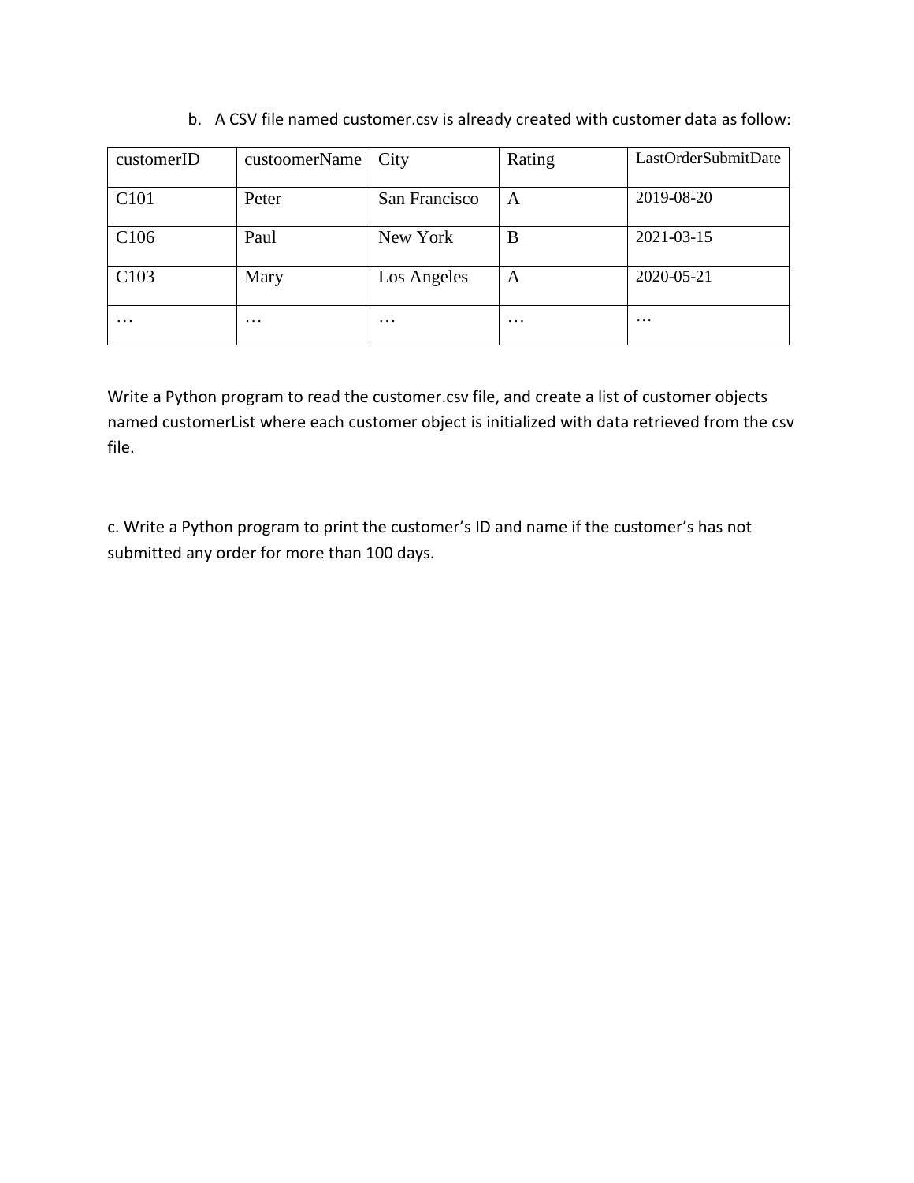b. A CSV file named customer.csv is already created with customer data as follow:

| customerID | custoomerName | City | Rating | LastOrderSubmitDate |
|---|---|---|---|---|
| C101 | Peter | San Francisco | A | 2019-08-20 |
| C106 | Paul | New York | B | 2021-03-15 |
| C103 | Mary | Los Angeles | A | 2020-05-21 |
| … | … | … | … | … |

Write a Python program to read the customer.csv file, and create a list of customer objects named customerList where each customer object is initialized with data retrieved from the csv file.

c. Write a Python program to print the customer's ID and name if the customer's has not submitted any order for more than 100 days.